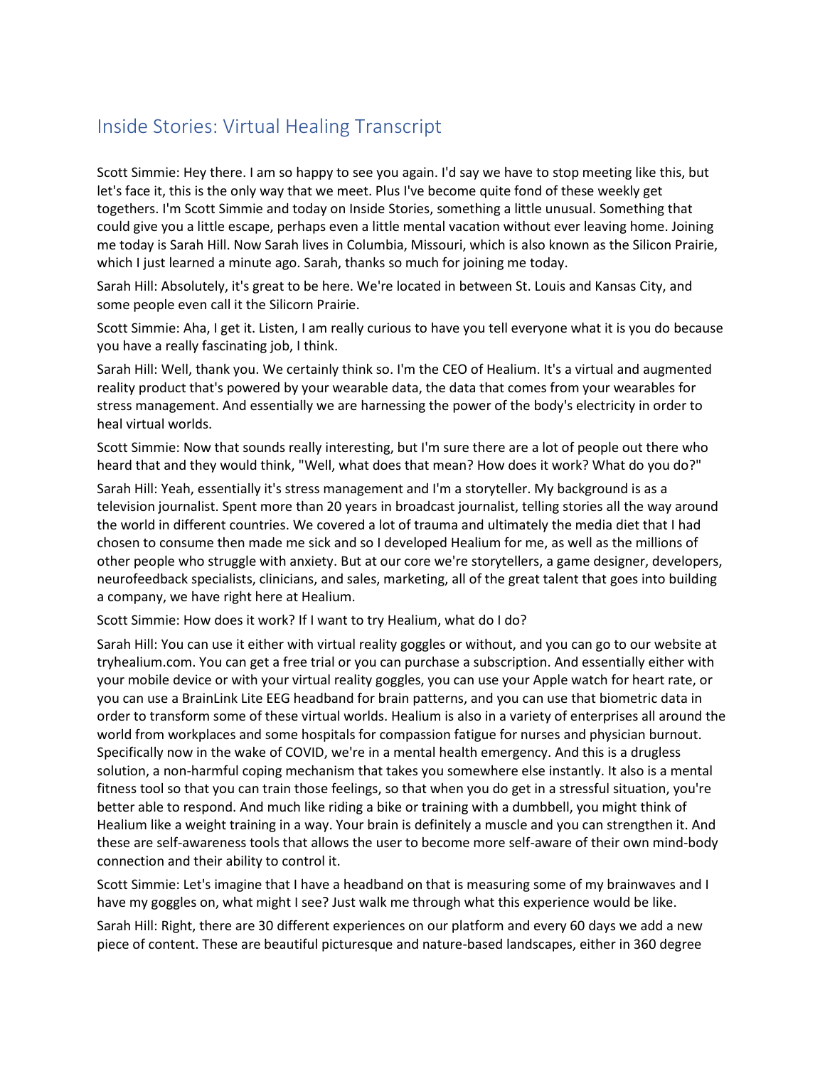# Inside Stories: Virtual Healing Transcript

Scott Simmie: Hey there. I am so happy to see you again. I'd say we have to stop meeting like this, but let's face it, this is the only way that we meet. Plus I've become quite fond of these weekly get togethers. I'm Scott Simmie and today on Inside Stories, something a little unusual. Something that could give you a little escape, perhaps even a little mental vacation without ever leaving home. Joining me today is Sarah Hill. Now Sarah lives in Columbia, Missouri, which is also known as the Silicon Prairie, which I just learned a minute ago. Sarah, thanks so much for joining me today.

Sarah Hill: Absolutely, it's great to be here. We're located in between St. Louis and Kansas City, and some people even call it the Silicorn Prairie.

Scott Simmie: Aha, I get it. Listen, I am really curious to have you tell everyone what it is you do because you have a really fascinating job, I think.

Sarah Hill: Well, thank you. We certainly think so. I'm the CEO of Healium. It's a virtual and augmented reality product that's powered by your wearable data, the data that comes from your wearables for stress management. And essentially we are harnessing the power of the body's electricity in order to heal virtual worlds.

Scott Simmie: Now that sounds really interesting, but I'm sure there are a lot of people out there who heard that and they would think, "Well, what does that mean? How does it work? What do you do?"

Sarah Hill: Yeah, essentially it's stress management and I'm a storyteller. My background is as a television journalist. Spent more than 20 years in broadcast journalist, telling stories all the way around the world in different countries. We covered a lot of trauma and ultimately the media diet that I had chosen to consume then made me sick and so I developed Healium for me, as well as the millions of other people who struggle with anxiety. But at our core we're storytellers, a game designer, developers, neurofeedback specialists, clinicians, and sales, marketing, all of the great talent that goes into building a company, we have right here at Healium.

Scott Simmie: How does it work? If I want to try Healium, what do I do?

Sarah Hill: You can use it either with virtual reality goggles or without, and you can go to our website at tryhealium.com. You can get a free trial or you can purchase a subscription. And essentially either with your mobile device or with your virtual reality goggles, you can use your Apple watch for heart rate, or you can use a BrainLink Lite EEG headband for brain patterns, and you can use that biometric data in order to transform some of these virtual worlds. Healium is also in a variety of enterprises all around the world from workplaces and some hospitals for compassion fatigue for nurses and physician burnout. Specifically now in the wake of COVID, we're in a mental health emergency. And this is a drugless solution, a non-harmful coping mechanism that takes you somewhere else instantly. It also is a mental fitness tool so that you can train those feelings, so that when you do get in a stressful situation, you're better able to respond. And much like riding a bike or training with a dumbbell, you might think of Healium like a weight training in a way. Your brain is definitely a muscle and you can strengthen it. And these are self-awareness tools that allows the user to become more self-aware of their own mind-body connection and their ability to control it.

Scott Simmie: Let's imagine that I have a headband on that is measuring some of my brainwaves and I have my goggles on, what might I see? Just walk me through what this experience would be like.

Sarah Hill: Right, there are 30 different experiences on our platform and every 60 days we add a new piece of content. These are beautiful picturesque and nature-based landscapes, either in 360 degree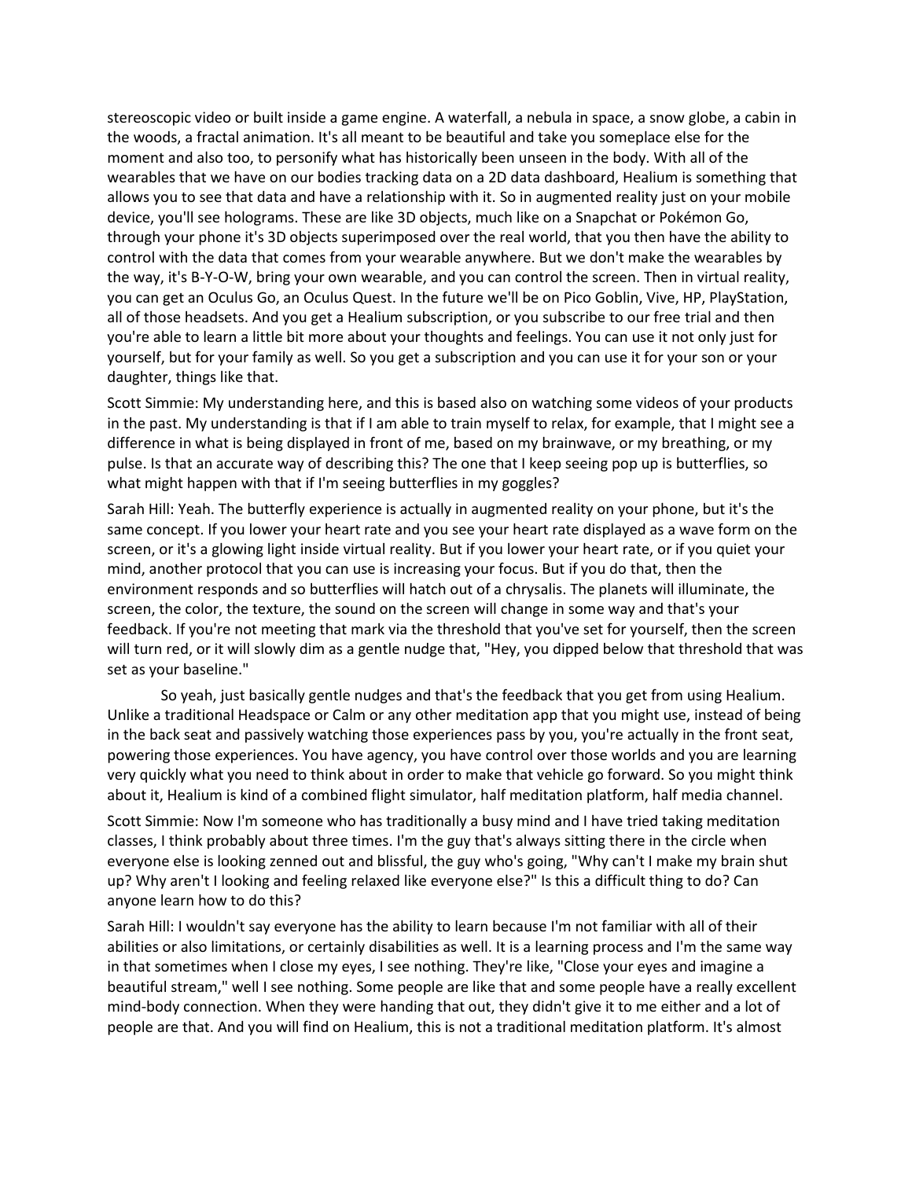stereoscopic video or built inside a game engine. A waterfall, a nebula in space, a snow globe, a cabin in the woods, a fractal animation. It's all meant to be beautiful and take you someplace else for the moment and also too, to personify what has historically been unseen in the body. With all of the wearables that we have on our bodies tracking data on a 2D data dashboard, Healium is something that allows you to see that data and have a relationship with it. So in augmented reality just on your mobile device, you'll see holograms. These are like 3D objects, much like on a Snapchat or Pokémon Go, through your phone it's 3D objects superimposed over the real world, that you then have the ability to control with the data that comes from your wearable anywhere. But we don't make the wearables by the way, it's B-Y-O-W, bring your own wearable, and you can control the screen. Then in virtual reality, you can get an Oculus Go, an Oculus Quest. In the future we'll be on Pico Goblin, Vive, HP, PlayStation, all of those headsets. And you get a Healium subscription, or you subscribe to our free trial and then you're able to learn a little bit more about your thoughts and feelings. You can use it not only just for yourself, but for your family as well. So you get a subscription and you can use it for your son or your daughter, things like that.

Scott Simmie: My understanding here, and this is based also on watching some videos of your products in the past. My understanding is that if I am able to train myself to relax, for example, that I might see a difference in what is being displayed in front of me, based on my brainwave, or my breathing, or my pulse. Is that an accurate way of describing this? The one that I keep seeing pop up is butterflies, so what might happen with that if I'm seeing butterflies in my goggles?

Sarah Hill: Yeah. The butterfly experience is actually in augmented reality on your phone, but it's the same concept. If you lower your heart rate and you see your heart rate displayed as a wave form on the screen, or it's a glowing light inside virtual reality. But if you lower your heart rate, or if you quiet your mind, another protocol that you can use is increasing your focus. But if you do that, then the environment responds and so butterflies will hatch out of a chrysalis. The planets will illuminate, the screen, the color, the texture, the sound on the screen will change in some way and that's your feedback. If you're not meeting that mark via the threshold that you've set for yourself, then the screen will turn red, or it will slowly dim as a gentle nudge that, "Hey, you dipped below that threshold that was set as your baseline."

So yeah, just basically gentle nudges and that's the feedback that you get from using Healium. Unlike a traditional Headspace or Calm or any other meditation app that you might use, instead of being in the back seat and passively watching those experiences pass by you, you're actually in the front seat, powering those experiences. You have agency, you have control over those worlds and you are learning very quickly what you need to think about in order to make that vehicle go forward. So you might think about it, Healium is kind of a combined flight simulator, half meditation platform, half media channel.

Scott Simmie: Now I'm someone who has traditionally a busy mind and I have tried taking meditation classes, I think probably about three times. I'm the guy that's always sitting there in the circle when everyone else is looking zenned out and blissful, the guy who's going, "Why can't I make my brain shut up? Why aren't I looking and feeling relaxed like everyone else?" Is this a difficult thing to do? Can anyone learn how to do this?

Sarah Hill: I wouldn't say everyone has the ability to learn because I'm not familiar with all of their abilities or also limitations, or certainly disabilities as well. It is a learning process and I'm the same way in that sometimes when I close my eyes, I see nothing. They're like, "Close your eyes and imagine a beautiful stream," well I see nothing. Some people are like that and some people have a really excellent mind-body connection. When they were handing that out, they didn't give it to me either and a lot of people are that. And you will find on Healium, this is not a traditional meditation platform. It's almost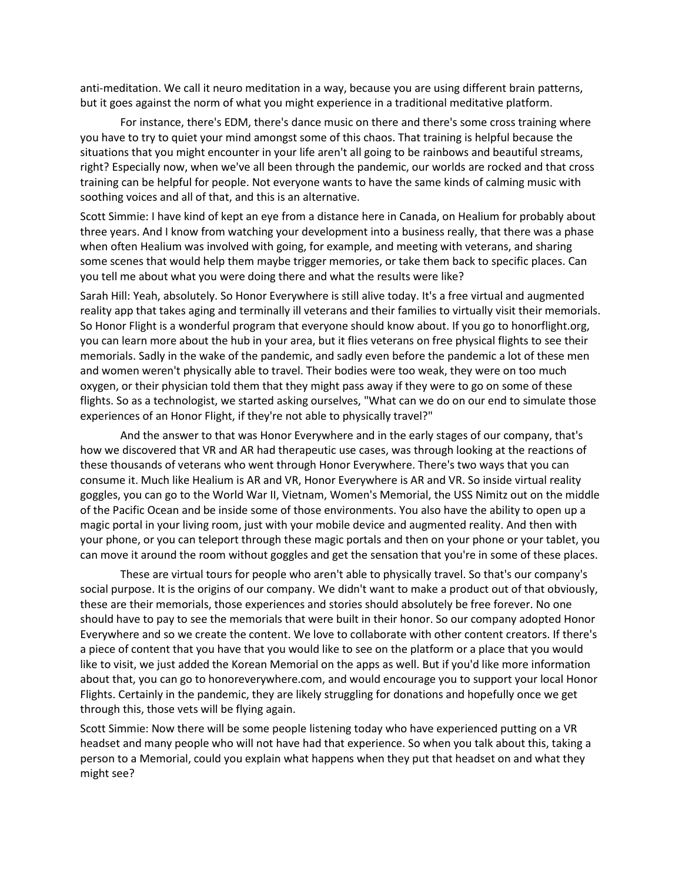anti-meditation. We call it neuro meditation in a way, because you are using different brain patterns, but it goes against the norm of what you might experience in a traditional meditative platform.

For instance, there's EDM, there's dance music on there and there's some cross training where you have to try to quiet your mind amongst some of this chaos. That training is helpful because the situations that you might encounter in your life aren't all going to be rainbows and beautiful streams, right? Especially now, when we've all been through the pandemic, our worlds are rocked and that cross training can be helpful for people. Not everyone wants to have the same kinds of calming music with soothing voices and all of that, and this is an alternative.

Scott Simmie: I have kind of kept an eye from a distance here in Canada, on Healium for probably about three years. And I know from watching your development into a business really, that there was a phase when often Healium was involved with going, for example, and meeting with veterans, and sharing some scenes that would help them maybe trigger memories, or take them back to specific places. Can you tell me about what you were doing there and what the results were like?

Sarah Hill: Yeah, absolutely. So Honor Everywhere is still alive today. It's a free virtual and augmented reality app that takes aging and terminally ill veterans and their families to virtually visit their memorials. So Honor Flight is a wonderful program that everyone should know about. If you go to honorflight.org, you can learn more about the hub in your area, but it flies veterans on free physical flights to see their memorials. Sadly in the wake of the pandemic, and sadly even before the pandemic a lot of these men and women weren't physically able to travel. Their bodies were too weak, they were on too much oxygen, or their physician told them that they might pass away if they were to go on some of these flights. So as a technologist, we started asking ourselves, "What can we do on our end to simulate those experiences of an Honor Flight, if they're not able to physically travel?"

And the answer to that was Honor Everywhere and in the early stages of our company, that's how we discovered that VR and AR had therapeutic use cases, was through looking at the reactions of these thousands of veterans who went through Honor Everywhere. There's two ways that you can consume it. Much like Healium is AR and VR, Honor Everywhere is AR and VR. So inside virtual reality goggles, you can go to the World War II, Vietnam, Women's Memorial, the USS Nimitz out on the middle of the Pacific Ocean and be inside some of those environments. You also have the ability to open up a magic portal in your living room, just with your mobile device and augmented reality. And then with your phone, or you can teleport through these magic portals and then on your phone or your tablet, you can move it around the room without goggles and get the sensation that you're in some of these places.

These are virtual tours for people who aren't able to physically travel. So that's our company's social purpose. It is the origins of our company. We didn't want to make a product out of that obviously, these are their memorials, those experiences and stories should absolutely be free forever. No one should have to pay to see the memorials that were built in their honor. So our company adopted Honor Everywhere and so we create the content. We love to collaborate with other content creators. If there's a piece of content that you have that you would like to see on the platform or a place that you would like to visit, we just added the Korean Memorial on the apps as well. But if you'd like more information about that, you can go to honoreverywhere.com, and would encourage you to support your local Honor Flights. Certainly in the pandemic, they are likely struggling for donations and hopefully once we get through this, those vets will be flying again.

Scott Simmie: Now there will be some people listening today who have experienced putting on a VR headset and many people who will not have had that experience. So when you talk about this, taking a person to a Memorial, could you explain what happens when they put that headset on and what they might see?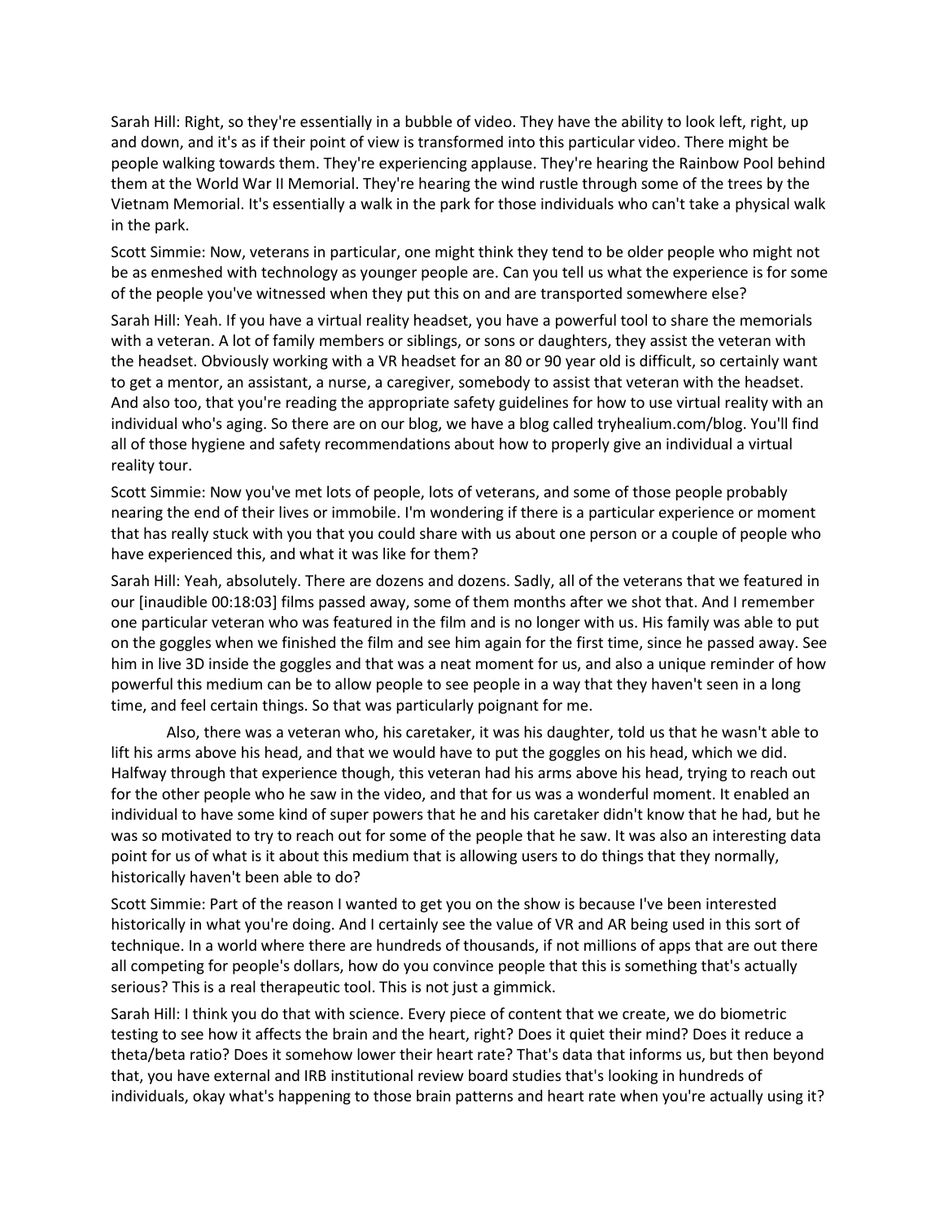Sarah Hill: Right, so they're essentially in a bubble of video. They have the ability to look left, right, up and down, and it's as if their point of view is transformed into this particular video. There might be people walking towards them. They're experiencing applause. They're hearing the Rainbow Pool behind them at the World War II Memorial. They're hearing the wind rustle through some of the trees by the Vietnam Memorial. It's essentially a walk in the park for those individuals who can't take a physical walk in the park.

Scott Simmie: Now, veterans in particular, one might think they tend to be older people who might not be as enmeshed with technology as younger people are. Can you tell us what the experience is for some of the people you've witnessed when they put this on and are transported somewhere else?

Sarah Hill: Yeah. If you have a virtual reality headset, you have a powerful tool to share the memorials with a veteran. A lot of family members or siblings, or sons or daughters, they assist the veteran with the headset. Obviously working with a VR headset for an 80 or 90 year old is difficult, so certainly want to get a mentor, an assistant, a nurse, a caregiver, somebody to assist that veteran with the headset. And also too, that you're reading the appropriate safety guidelines for how to use virtual reality with an individual who's aging. So there are on our blog, we have a blog called tryhealium.com/blog. You'll find all of those hygiene and safety recommendations about how to properly give an individual a virtual reality tour.

Scott Simmie: Now you've met lots of people, lots of veterans, and some of those people probably nearing the end of their lives or immobile. I'm wondering if there is a particular experience or moment that has really stuck with you that you could share with us about one person or a couple of people who have experienced this, and what it was like for them?

Sarah Hill: Yeah, absolutely. There are dozens and dozens. Sadly, all of the veterans that we featured in our [inaudible 00:18:03] films passed away, some of them months after we shot that. And I remember one particular veteran who was featured in the film and is no longer with us. His family was able to put on the goggles when we finished the film and see him again for the first time, since he passed away. See him in live 3D inside the goggles and that was a neat moment for us, and also a unique reminder of how powerful this medium can be to allow people to see people in a way that they haven't seen in a long time, and feel certain things. So that was particularly poignant for me.

Also, there was a veteran who, his caretaker, it was his daughter, told us that he wasn't able to lift his arms above his head, and that we would have to put the goggles on his head, which we did. Halfway through that experience though, this veteran had his arms above his head, trying to reach out for the other people who he saw in the video, and that for us was a wonderful moment. It enabled an individual to have some kind of super powers that he and his caretaker didn't know that he had, but he was so motivated to try to reach out for some of the people that he saw. It was also an interesting data point for us of what is it about this medium that is allowing users to do things that they normally, historically haven't been able to do?

Scott Simmie: Part of the reason I wanted to get you on the show is because I've been interested historically in what you're doing. And I certainly see the value of VR and AR being used in this sort of technique. In a world where there are hundreds of thousands, if not millions of apps that are out there all competing for people's dollars, how do you convince people that this is something that's actually serious? This is a real therapeutic tool. This is not just a gimmick.

Sarah Hill: I think you do that with science. Every piece of content that we create, we do biometric testing to see how it affects the brain and the heart, right? Does it quiet their mind? Does it reduce a theta/beta ratio? Does it somehow lower their heart rate? That's data that informs us, but then beyond that, you have external and IRB institutional review board studies that's looking in hundreds of individuals, okay what's happening to those brain patterns and heart rate when you're actually using it?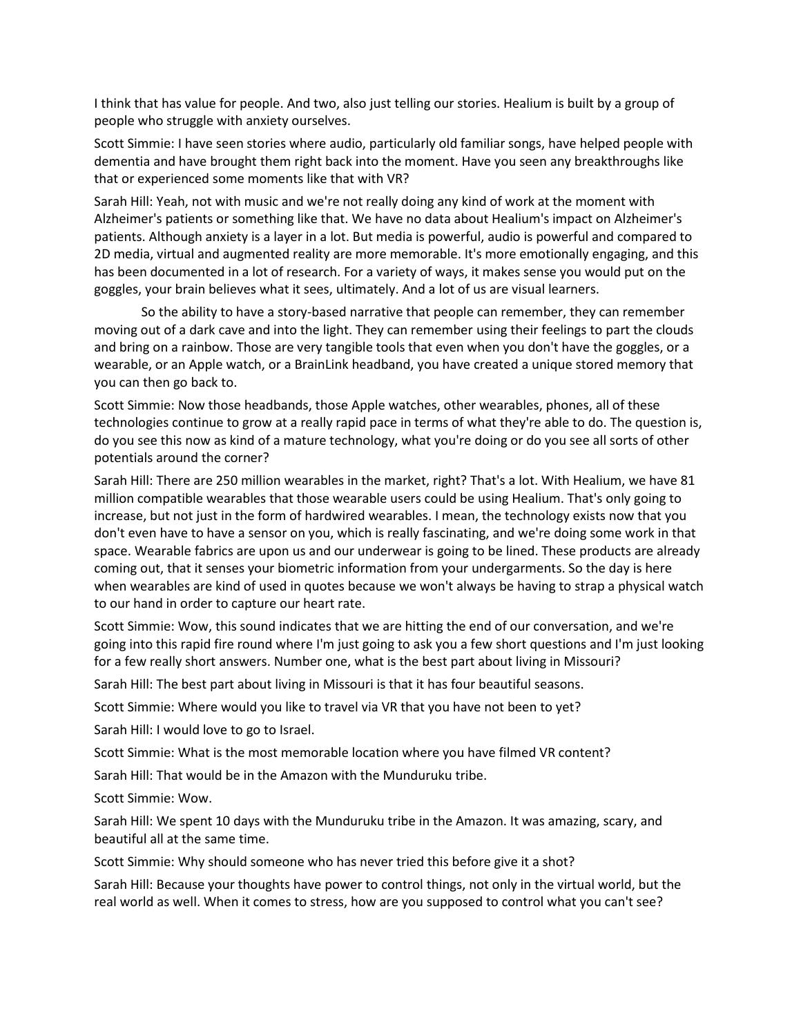I think that has value for people. And two, also just telling our stories. Healium is built by a group of people who struggle with anxiety ourselves.

Scott Simmie: I have seen stories where audio, particularly old familiar songs, have helped people with dementia and have brought them right back into the moment. Have you seen any breakthroughs like that or experienced some moments like that with VR?

Sarah Hill: Yeah, not with music and we're not really doing any kind of work at the moment with Alzheimer's patients or something like that. We have no data about Healium's impact on Alzheimer's patients. Although anxiety is a layer in a lot. But media is powerful, audio is powerful and compared to 2D media, virtual and augmented reality are more memorable. It's more emotionally engaging, and this has been documented in a lot of research. For a variety of ways, it makes sense you would put on the goggles, your brain believes what it sees, ultimately. And a lot of us are visual learners.

So the ability to have a story-based narrative that people can remember, they can remember moving out of a dark cave and into the light. They can remember using their feelings to part the clouds and bring on a rainbow. Those are very tangible tools that even when you don't have the goggles, or a wearable, or an Apple watch, or a BrainLink headband, you have created a unique stored memory that you can then go back to.

Scott Simmie: Now those headbands, those Apple watches, other wearables, phones, all of these technologies continue to grow at a really rapid pace in terms of what they're able to do. The question is, do you see this now as kind of a mature technology, what you're doing or do you see all sorts of other potentials around the corner?

Sarah Hill: There are 250 million wearables in the market, right? That's a lot. With Healium, we have 81 million compatible wearables that those wearable users could be using Healium. That's only going to increase, but not just in the form of hardwired wearables. I mean, the technology exists now that you don't even have to have a sensor on you, which is really fascinating, and we're doing some work in that space. Wearable fabrics are upon us and our underwear is going to be lined. These products are already coming out, that it senses your biometric information from your undergarments. So the day is here when wearables are kind of used in quotes because we won't always be having to strap a physical watch to our hand in order to capture our heart rate.

Scott Simmie: Wow, this sound indicates that we are hitting the end of our conversation, and we're going into this rapid fire round where I'm just going to ask you a few short questions and I'm just looking for a few really short answers. Number one, what is the best part about living in Missouri?

Sarah Hill: The best part about living in Missouri is that it has four beautiful seasons.

Scott Simmie: Where would you like to travel via VR that you have not been to yet?

Sarah Hill: I would love to go to Israel.

Scott Simmie: What is the most memorable location where you have filmed VR content?

Sarah Hill: That would be in the Amazon with the Munduruku tribe.

Scott Simmie: Wow.

Sarah Hill: We spent 10 days with the Munduruku tribe in the Amazon. It was amazing, scary, and beautiful all at the same time.

Scott Simmie: Why should someone who has never tried this before give it a shot?

Sarah Hill: Because your thoughts have power to control things, not only in the virtual world, but the real world as well. When it comes to stress, how are you supposed to control what you can't see?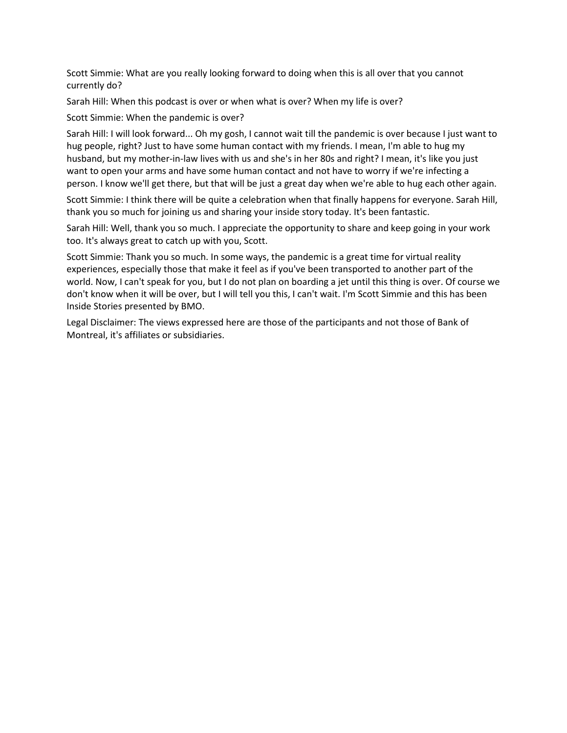Scott Simmie: What are you really looking forward to doing when this is all over that you cannot currently do?

Sarah Hill: When this podcast is over or when what is over? When my life is over?

Scott Simmie: When the pandemic is over?

Sarah Hill: I will look forward... Oh my gosh, I cannot wait till the pandemic is over because I just want to hug people, right? Just to have some human contact with my friends. I mean, I'm able to hug my husband, but my mother-in-law lives with us and she's in her 80s and right? I mean, it's like you just want to open your arms and have some human contact and not have to worry if we're infecting a person. I know we'll get there, but that will be just a great day when we're able to hug each other again.

Scott Simmie: I think there will be quite a celebration when that finally happens for everyone. Sarah Hill, thank you so much for joining us and sharing your inside story today. It's been fantastic.

Sarah Hill: Well, thank you so much. I appreciate the opportunity to share and keep going in your work too. It's always great to catch up with you, Scott.

Scott Simmie: Thank you so much. In some ways, the pandemic is a great time for virtual reality experiences, especially those that make it feel as if you've been transported to another part of the world. Now, I can't speak for you, but I do not plan on boarding a jet until this thing is over. Of course we don't know when it will be over, but I will tell you this, I can't wait. I'm Scott Simmie and this has been Inside Stories presented by BMO.

Legal Disclaimer: The views expressed here are those of the participants and not those of Bank of Montreal, it's affiliates or subsidiaries.